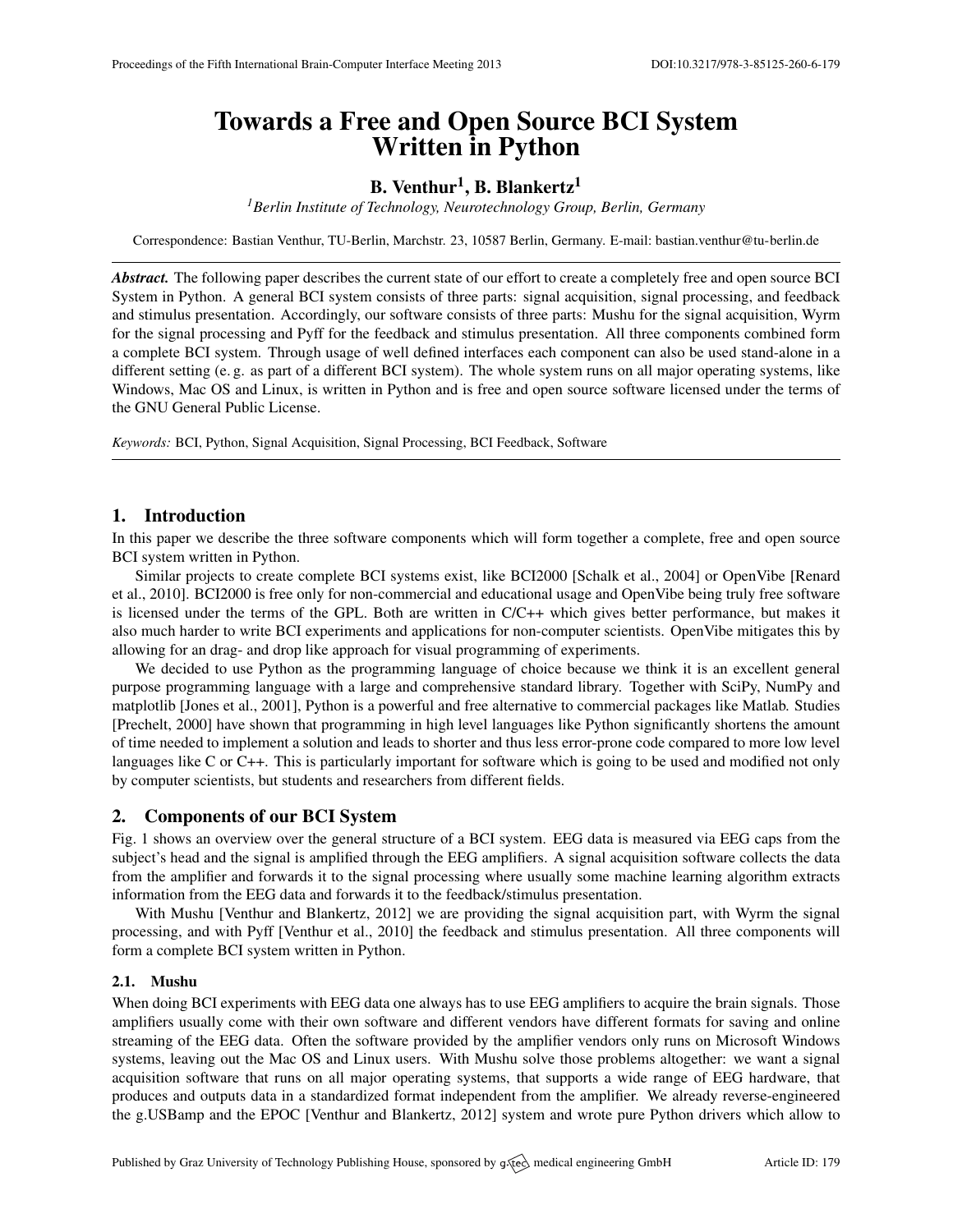# Towards a Free and Open Source BCI System Written in Python

**B. Venthur[1], B. Blankertz[1]**

*[1]Berlin Institute of Technology, Neurotechnology Group, Berlin, Germany*

Correspondence: Bastian Venthur, TU-Berlin, Marchstr. 23, 10587 Berlin, Germany. E-mail: bastian.venthur@tu-berlin.de

***Abstract.*** The following paper describes the current state of our effort to create a completely free and open source BCI System in Python. A general BCI system consists of three parts: signal acquisition, signal processing, and feedback and stimulus presentation. Accordingly, our software consists of three parts: Mushu for the signal acquisition, Wyrm for the signal processing and Pyff for the feedback and stimulus presentation. All three components combined form a complete BCI system. Through usage of well defined interfaces each component can also be used stand-alone in a different setting (e. g. as part of a different BCI system). The whole system runs on all major operating systems, like Windows, Mac OS and Linux, is written in Python and is free and open source software licensed under the terms of the GNU General Public License.

*Keywords:* BCI, Python, Signal Acquisition, Signal Processing, BCI Feedback, Software

## 1. Introduction

In this paper we describe the three software components which will form together a complete, free and open source BCI system written in Python.

Similar projects to create complete BCI systems exist, like BCI2000 [Schalk et al., 2004] or OpenVibe [Renard et al., 2010]. BCI2000 is free only for non-commercial and educational usage and OpenVibe being truly free software is licensed under the terms of the GPL. Both are written in C/C++ which gives better performance, but makes it also much harder to write BCI experiments and applications for non-computer scientists. OpenVibe mitigates this by allowing for an drag- and drop like approach for visual programming of experiments.

We decided to use Python as the programming language of choice because we think it is an excellent general purpose programming language with a large and comprehensive standard library. Together with SciPy, NumPy and matplotlib [Jones et al., 2001], Python is a powerful and free alternative to commercial packages like Matlab. Studies [Prechelt, 2000] have shown that programming in high level languages like Python significantly shortens the amount of time needed to implement a solution and leads to shorter and thus less error-prone code compared to more low level languages like C or C++. This is particularly important for software which is going to be used and modified not only by computer scientists, but students and researchers from different fields.

## 2. Components of our BCI System

Fig. 1 shows an overview over the general structure of a BCI system. EEG data is measured via EEG caps from the subject's head and the signal is amplified through the EEG amplifiers. A signal acquisition software collects the data from the amplifier and forwards it to the signal processing where usually some machine learning algorithm extracts information from the EEG data and forwards it to the feedback/stimulus presentation.

With Mushu [Venthur and Blankertz, 2012] we are providing the signal acquisition part, with Wyrm the signal processing, and with Pyff [Venthur et al., 2010] the feedback and stimulus presentation. All three components will form a complete BCI system written in Python.

### 2.1. Mushu

When doing BCI experiments with EEG data one always has to use EEG amplifiers to acquire the brain signals. Those amplifiers usually come with their own software and different vendors have different formats for saving and online streaming of the EEG data. Often the software provided by the amplifier vendors only runs on Microsoft Windows systems, leaving out the Mac OS and Linux users. With Mushu solve those problems altogether: we want a signal acquisition software that runs on all major operating systems, that supports a wide range of EEG hardware, that produces and outputs data in a standardized format independent from the amplifier. We already reverse-engineered the g.USBamp and the EPOC [Venthur and Blankertz, 2012] system and wrote pure Python drivers which allow to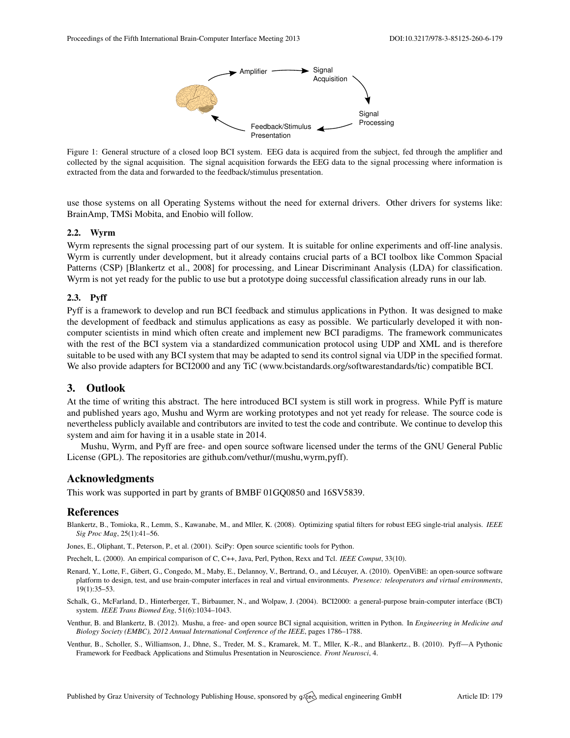Amplifier

Signal Acquisition

Signal Processing

Feedback/Stimulus Presentation

Figure 1: General structure of a closed loop BCI system. EEG data is acquired from the subject, fed through the amplifier and collected by the signal acquisition. The signal acquisition forwards the EEG data to the signal processing where information is extracted from the data and forwarded to the feedback/stimulus presentation.

use those systems on all Operating Systems without the need for external drivers. Other drivers for systems like: BrainAmp, TMSi Mobita, and Enobio will follow.

### 2.2. Wyrm

Wyrm represents the signal processing part of our system. It is suitable for online experiments and off-line analysis. Wyrm is currently under development, but it already contains crucial parts of a BCI toolbox like Common Spacial Patterns (CSP) [Blankertz et al., 2008] for processing, and Linear Discriminant Analysis (LDA) for classification. Wyrm is not yet ready for the public to use but a prototype doing successful classification already runs in our lab.

### 2.3. Pyff

Pyff is a framework to develop and run BCI feedback and stimulus applications in Python. It was designed to make the development of feedback and stimulus applications as easy as possible. We particularly developed it with non-computer scientists in mind which often create and implement new BCI paradigms. The framework communicates with the rest of the BCI system via a standardized communication protocol using UDP and XML and is therefore suitable to be used with any BCI system that may be adapted to send its control signal via UDP in the specified format. We also provide adapters for BCI2000 and any TiC (www.bcistandards.org/softwarestandards/tic) compatible BCI.

## 3. Outlook

At the time of writing this abstract. The here introduced BCI system is still work in progress. While Pyff is mature and published years ago, Mushu and Wyrm are working prototypes and not yet ready for release. The source code is nevertheless publicly available and contributors are invited to test the code and contribute. We continue to develop this system and aim for having it in a usable state in 2014.

Mushu, Wyrm, and Pyff are free- and open source software licensed under the terms of the GNU General Public License (GPL). The repositories are github.com/vethur/(mushu,wyrm,pyff).

## Acknowledgments

This work was supported in part by grants of BMBF 01GQ0850 and 16SV5839.

## References

Blankertz, B., Tomioka, R., Lemm, S., Kawanabe, M., and Mller, K. (2008). Optimizing spatial filters for robust EEG single-trial analysis. *IEEE Sig Proc Mag*, 25(1):41–56.

Jones, E., Oliphant, T., Peterson, P., et al. (2001). SciPy: Open source scientific tools for Python.

Prechelt, L. (2000). An empirical comparison of C, C++, Java, Perl, Python, Rexx and Tcl. *IEEE Comput*, 33(10).

Renard, Y., Lotte, F., Gibert, G., Congedo, M., Maby, E., Delannoy, V., Bertrand, O., and Lécuyer, A. (2010). OpenViBE: an open-source software platform to design, test, and use brain-computer interfaces in real and virtual environments. *Presence: teleoperators and virtual environments*, 19(1):35–53.

Schalk, G., McFarland, D., Hinterberger, T., Birbaumer, N., and Wolpaw, J. (2004). BCI2000: a general-purpose brain-computer interface (BCI) system. *IEEE Trans Biomed Eng*, 51(6):1034–1043.

Venthur, B. and Blankertz, B. (2012). Mushu, a free- and open source BCI signal acquisition, written in Python. In *Engineering in Medicine and Biology Society (EMBC), 2012 Annual International Conference of the IEEE*, pages 1786–1788.

Venthur, B., Scholler, S., Williamson, J., Dhne, S., Treder, M. S., Kramarek, M. T., Mller, K.-R., and Blankertz., B. (2010). Pyff—A Pythonic Framework for Feedback Applications and Stimulus Presentation in Neuroscience. *Front Neurosci*, 4.